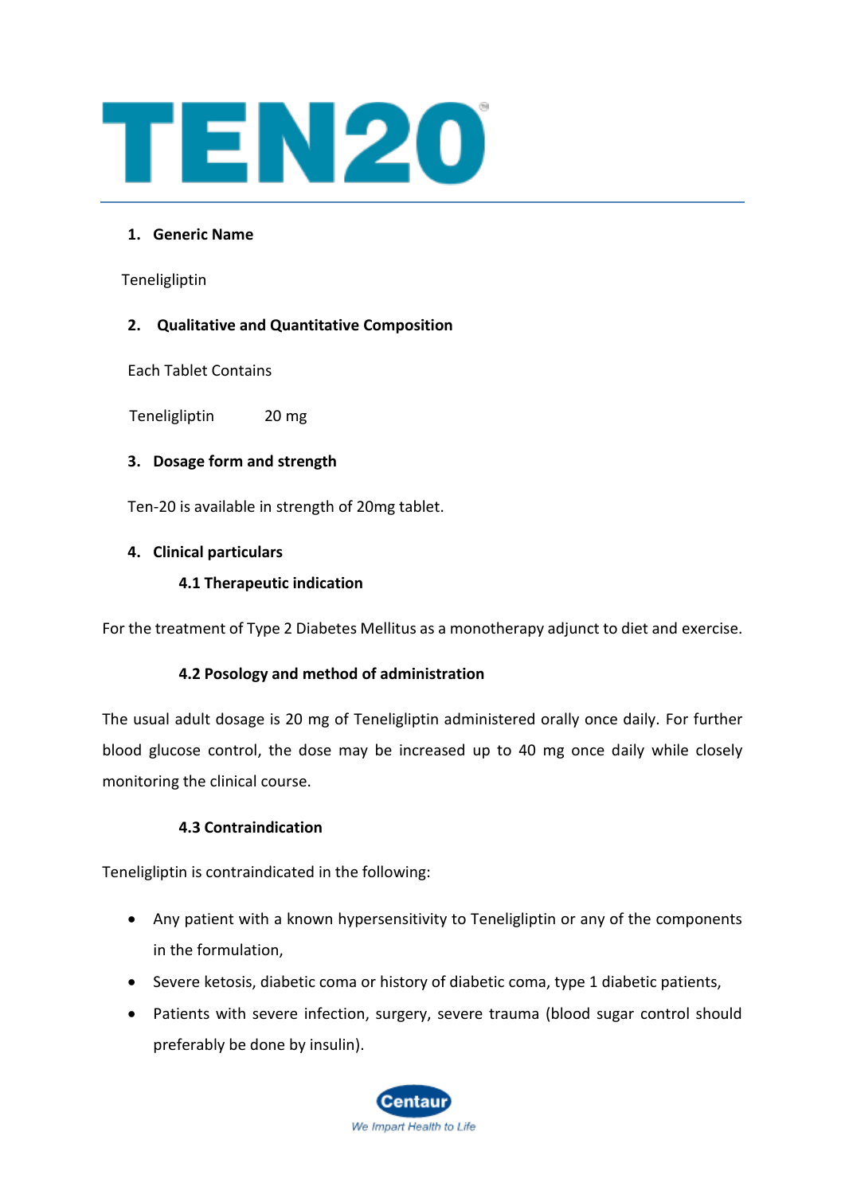# TEN20®

## 1. Generic Name

Teneligliptin

## 2. Qualitative and Quantitative Composition

Each Tablet Contains

Teneligliptin 20 mg

## 3. Dosage form and strength

Ten-20 is available in strength of 20mg tablet.

## 4. Clinical particulars

### 4.1 Therapeutic indication

For the treatment of Type 2 Diabetes Mellitus as a monotherapy adjunct to diet and exercise.

### 4.2 Posology and method of administration

The usual adult dosage is 20 mg of Teneligliptin administered orally once daily. For further blood glucose control, the dose may be increased up to 40 mg once daily while closely monitoring the clinical course.

### 4.3 Contraindication

Teneligliptin is contraindicated in the following:

- Any patient with a known hypersensitivity to Teneligliptin or any of the components in the formulation,
- Severe ketosis, diabetic coma or history of diabetic coma, type 1 diabetic patients,
- Patients with severe infection, surgery, severe trauma (blood sugar control should preferably be done by insulin).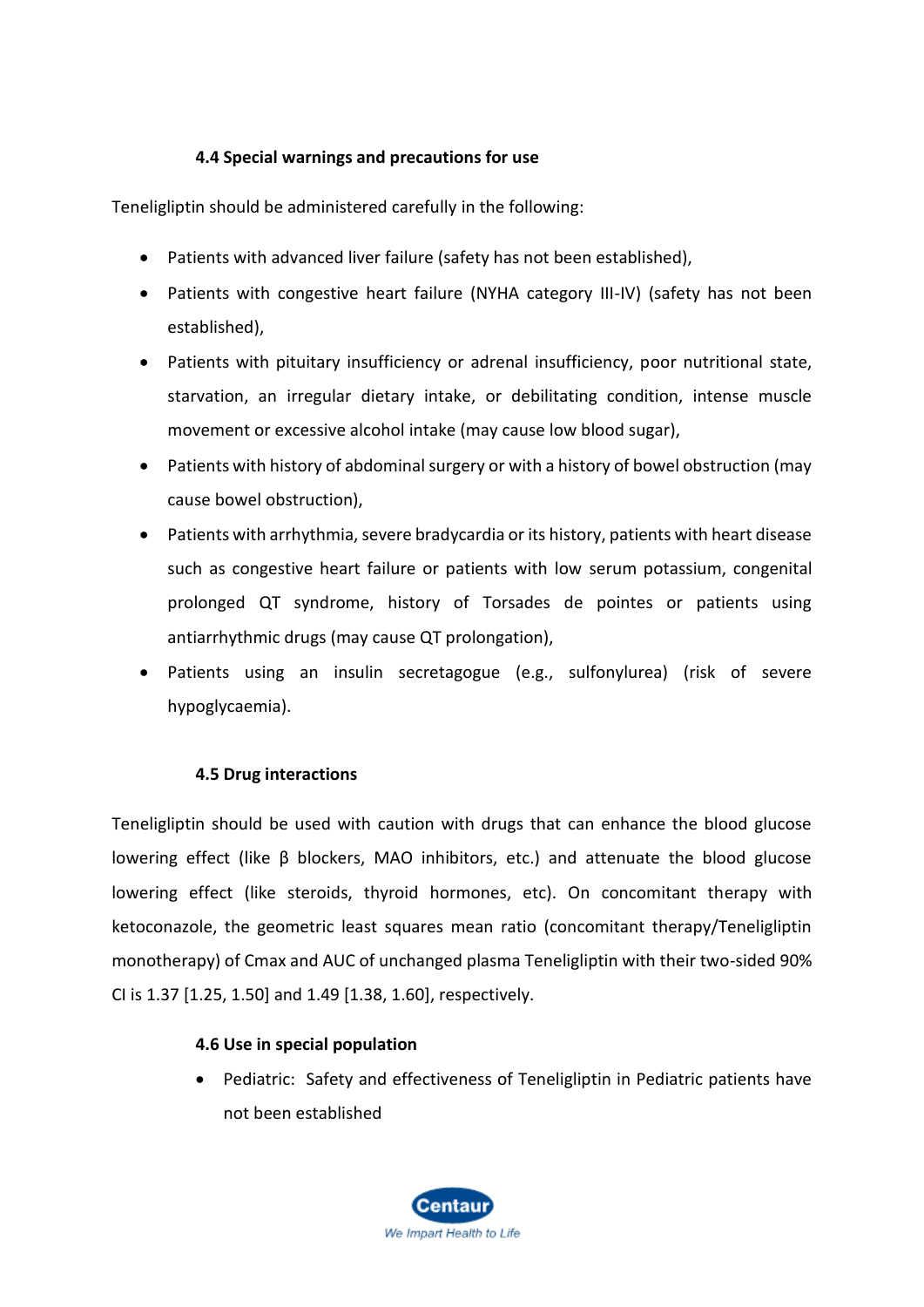### 4.4 Special warnings and precautions for use

Teneligliptin should be administered carefully in the following:

- Patients with advanced liver failure (safety has not been established),
- Patients with congestive heart failure (NYHA category III-IV) (safety has not been established),
- Patients with pituitary insufficiency or adrenal insufficiency, poor nutritional state, starvation, an irregular dietary intake, or debilitating condition, intense muscle movement or excessive alcohol intake (may cause low blood sugar),
- Patients with history of abdominal surgery or with a history of bowel obstruction (may cause bowel obstruction),
- Patients with arrhythmia, severe bradycardia or its history, patients with heart disease such as congestive heart failure or patients with low serum potassium, congenital prolonged QT syndrome, history of Torsades de pointes or patients using antiarrhythmic drugs (may cause QT prolongation),
- Patients using an insulin secretagogue (e.g., sulfonylurea) (risk of severe hypoglycaemia).

### 4.5 Drug interactions

Teneligliptin should be used with caution with drugs that can enhance the blood glucose lowering effect (like β blockers, MAO inhibitors, etc.) and attenuate the blood glucose lowering effect (like steroids, thyroid hormones, etc). On concomitant therapy with ketoconazole, the geometric least squares mean ratio (concomitant therapy/Teneligliptin monotherapy) of Cmax and AUC of unchanged plasma Teneligliptin with their two-sided 90% CI is 1.37 [1.25, 1.50] and 1.49 [1.38, 1.60], respectively.

### 4.6 Use in special population

- Pediatric: Safety and effectiveness of Teneligliptin in Pediatric patients have not been established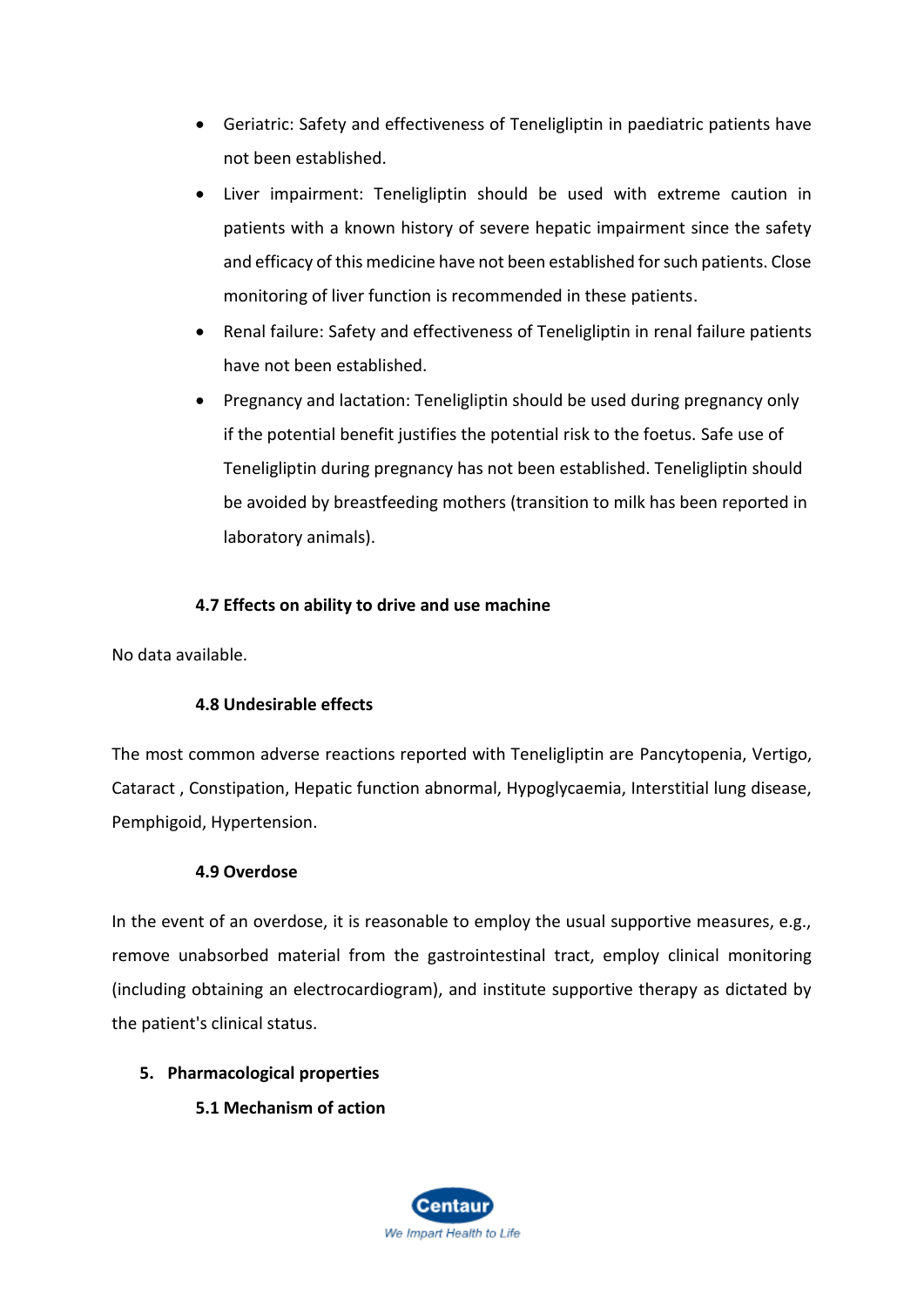- Geriatric: Safety and effectiveness of Teneligliptin in paediatric patients have not been established.
- Liver impairment: Teneligliptin should be used with extreme caution in patients with a known history of severe hepatic impairment since the safety and efficacy of this medicine have not been established for such patients. Close monitoring of liver function is recommended in these patients.
- Renal failure: Safety and effectiveness of Teneligliptin in renal failure patients have not been established.
- Pregnancy and lactation: Teneligliptin should be used during pregnancy only if the potential benefit justifies the potential risk to the foetus. Safe use of Teneligliptin during pregnancy has not been established. Teneligliptin should be avoided by breastfeeding mothers (transition to milk has been reported in laboratory animals).

### 4.7 Effects on ability to drive and use machine

No data available.

### 4.8 Undesirable effects

The most common adverse reactions reported with Teneligliptin are Pancytopenia, Vertigo, Cataract , Constipation, Hepatic function abnormal, Hypoglycaemia, Interstitial lung disease, Pemphigoid, Hypertension.

### 4.9 Overdose

In the event of an overdose, it is reasonable to employ the usual supportive measures, e.g., remove unabsorbed material from the gastrointestinal tract, employ clinical monitoring (including obtaining an electrocardiogram), and institute supportive therapy as dictated by the patient's clinical status.

## 5. Pharmacological properties

### 5.1 Mechanism of action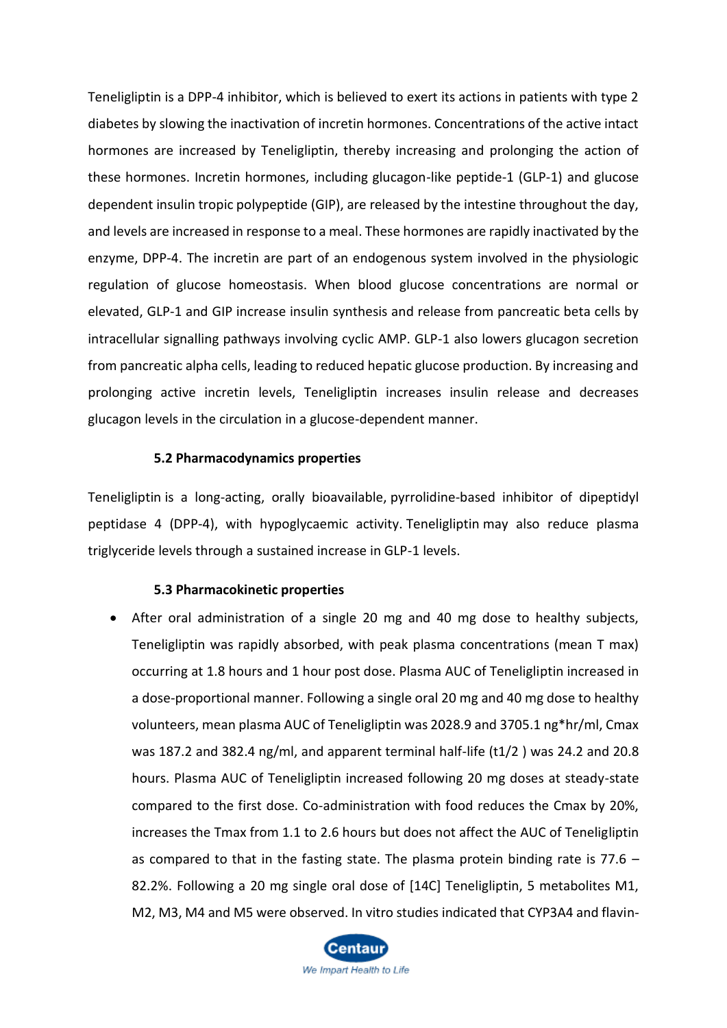Teneligliptin is a DPP-4 inhibitor, which is believed to exert its actions in patients with type 2 diabetes by slowing the inactivation of incretin hormones. Concentrations of the active intact hormones are increased by Teneligliptin, thereby increasing and prolonging the action of these hormones. Incretin hormones, including glucagon-like peptide-1 (GLP-1) and glucose dependent insulin tropic polypeptide (GIP), are released by the intestine throughout the day, and levels are increased in response to a meal. These hormones are rapidly inactivated by the enzyme, DPP-4. The incretin are part of an endogenous system involved in the physiologic regulation of glucose homeostasis. When blood glucose concentrations are normal or elevated, GLP-1 and GIP increase insulin synthesis and release from pancreatic beta cells by intracellular signalling pathways involving cyclic AMP. GLP-1 also lowers glucagon secretion from pancreatic alpha cells, leading to reduced hepatic glucose production. By increasing and prolonging active incretin levels, Teneligliptin increases insulin release and decreases glucagon levels in the circulation in a glucose-dependent manner.

### 5.2 Pharmacodynamics properties

Teneligliptin is a long-acting, orally bioavailable, pyrrolidine-based inhibitor of dipeptidyl peptidase 4 (DPP-4), with hypoglycaemic activity. Teneligliptin may also reduce plasma triglyceride levels through a sustained increase in GLP-1 levels.

### 5.3 Pharmacokinetic properties

- After oral administration of a single 20 mg and 40 mg dose to healthy subjects, Teneligliptin was rapidly absorbed, with peak plasma concentrations (mean T max) occurring at 1.8 hours and 1 hour post dose. Plasma AUC of Teneligliptin increased in a dose-proportional manner. Following a single oral 20 mg and 40 mg dose to healthy volunteers, mean plasma AUC of Teneligliptin was 2028.9 and 3705.1 ng*hr/ml, Cmax was 187.2 and 382.4 ng/ml, and apparent terminal half-life ($t_{1/2}$ ) was 24.2 and 20.8 hours. Plasma AUC of Teneligliptin increased following 20 mg doses at steady-state compared to the first dose. Co-administration with food reduces the Cmax by 20%, increases the Tmax from 1.1 to 2.6 hours but does not affect the AUC of Teneligliptin as compared to that in the fasting state. The plasma protein binding rate is 77.6 – 82.2%. Following a 20 mg single oral dose of [14C] Teneligliptin, 5 metabolites M1, M2, M3, M4 and M5 were observed. In vitro studies indicated that CYP3A4 and flavin-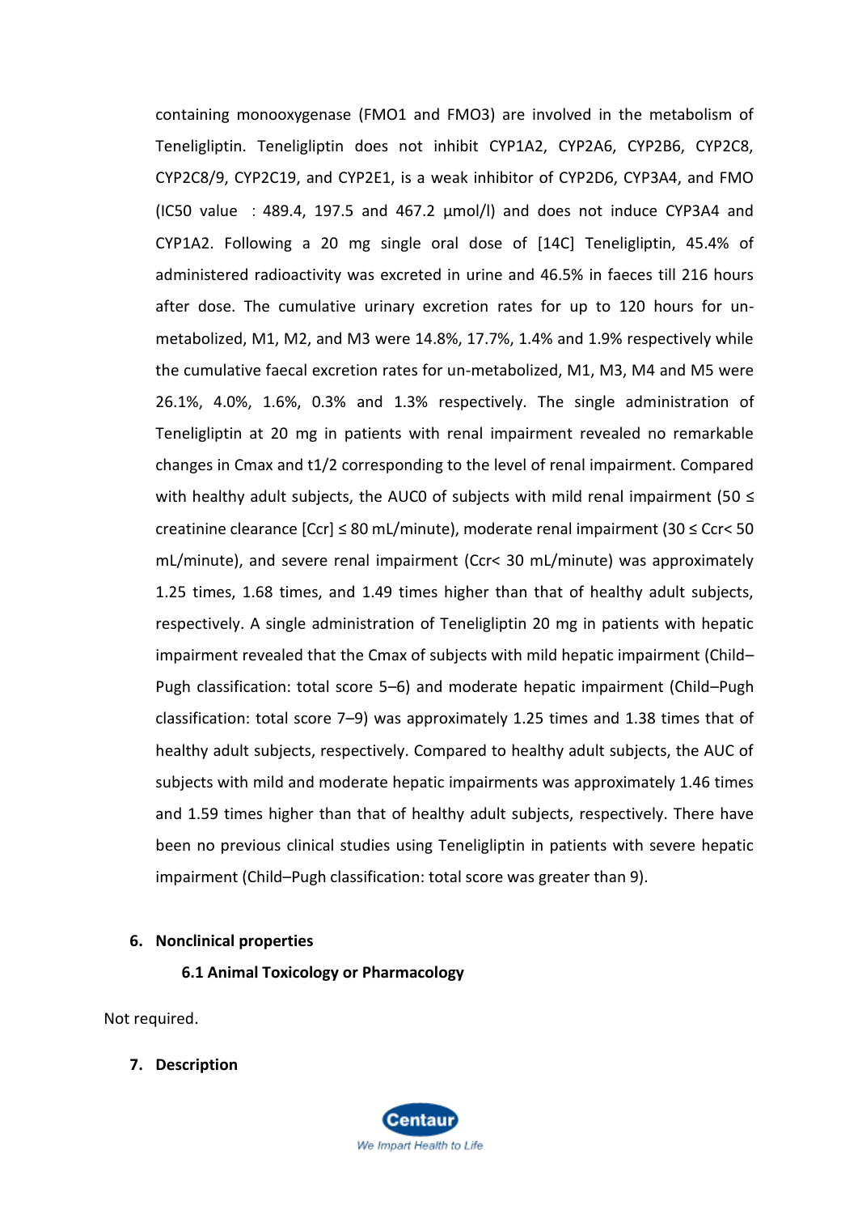containing monooxygenase (FMO1 and FMO3) are involved in the metabolism of Teneligliptin. Teneligliptin does not inhibit CYP1A2, CYP2A6, CYP2B6, CYP2C8, CYP2C8/9, CYP2C19, and CYP2E1, is a weak inhibitor of CYP2D6, CYP3A4, and FMO (IC50 value : 489.4, 197.5 and 467.2 μmol/l) and does not induce CYP3A4 and CYP1A2. Following a 20 mg single oral dose of [14C] Teneligliptin, 45.4% of administered radioactivity was excreted in urine and 46.5% in faeces till 216 hours after dose. The cumulative urinary excretion rates for up to 120 hours for un-metabolized, M1, M2, and M3 were 14.8%, 17.7%, 1.4% and 1.9% respectively while the cumulative faecal excretion rates for un-metabolized, M1, M3, M4 and M5 were 26.1%, 4.0%, 1.6%, 0.3% and 1.3% respectively. The single administration of Teneligliptin at 20 mg in patients with renal impairment revealed no remarkable changes in Cmax and t1/2 corresponding to the level of renal impairment. Compared with healthy adult subjects, the AUC0 of subjects with mild renal impairment (50 ≤ creatinine clearance [Ccr] ≤ 80 mL/minute), moderate renal impairment (30 ≤ Ccr< 50 mL/minute), and severe renal impairment (Ccr< 30 mL/minute) was approximately 1.25 times, 1.68 times, and 1.49 times higher than that of healthy adult subjects, respectively. A single administration of Teneligliptin 20 mg in patients with hepatic impairment revealed that the Cmax of subjects with mild hepatic impairment (Child–Pugh classification: total score 5–6) and moderate hepatic impairment (Child–Pugh classification: total score 7–9) was approximately 1.25 times and 1.38 times that of healthy adult subjects, respectively. Compared to healthy adult subjects, the AUC of subjects with mild and moderate hepatic impairments was approximately 1.46 times and 1.59 times higher than that of healthy adult subjects, respectively. There have been no previous clinical studies using Teneligliptin in patients with severe hepatic impairment (Child–Pugh classification: total score was greater than 9).

## 6. Nonclinical properties

### 6.1 Animal Toxicology or Pharmacology

Not required.

## 7. Description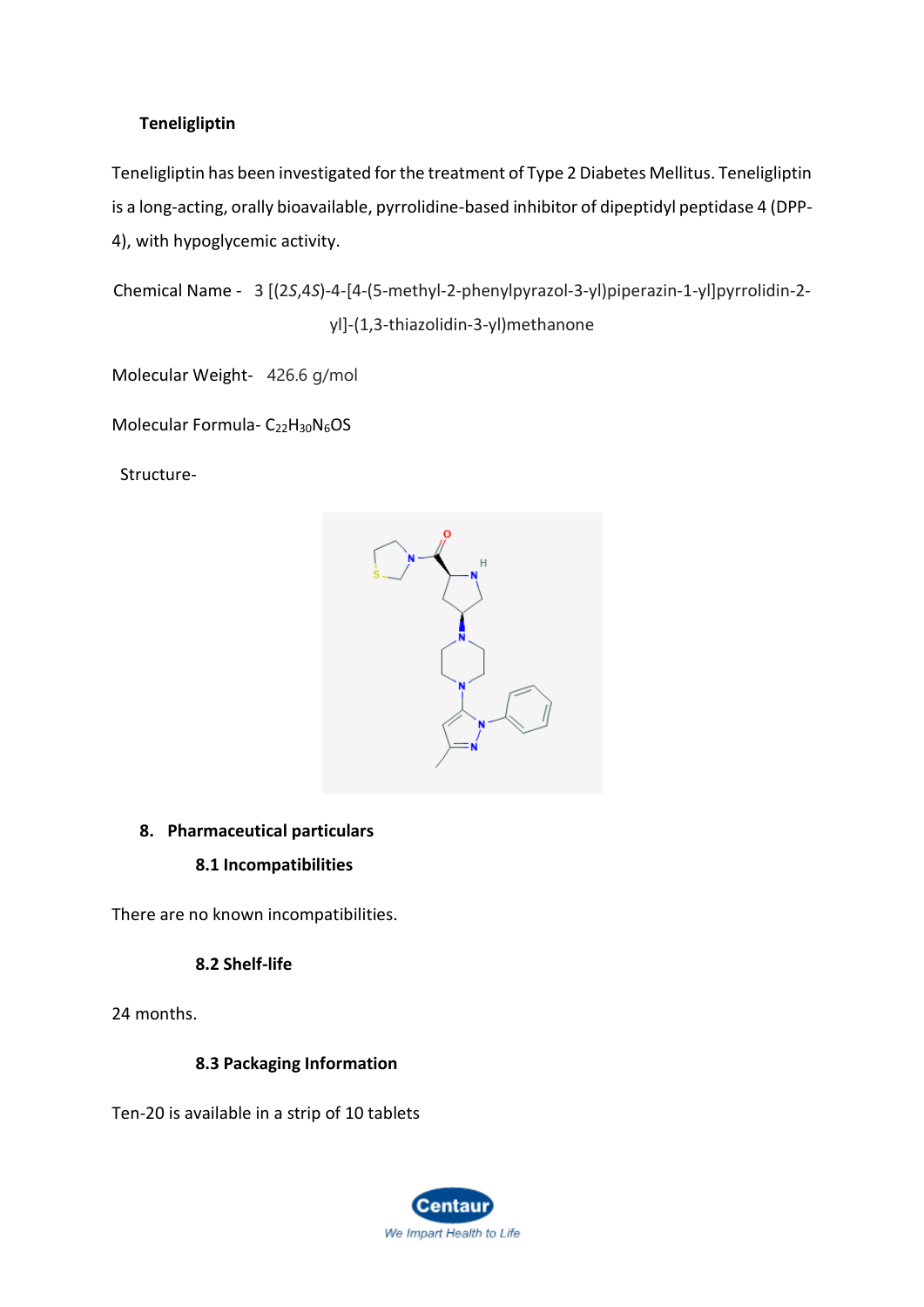**Teneligliptin**

Teneligliptin has been investigated for the treatment of Type 2 Diabetes Mellitus. Teneligliptin is a long-acting, orally bioavailable, pyrrolidine-based inhibitor of dipeptidyl peptidase 4 (DPP-4), with hypoglycemic activity.

Chemical Name - 3 [(2*S*,4*S*)-4-[4-(5-methyl-2-phenylpyrazol-3-yl)piperazin-1-yl]pyrrolidin-2-yl]-(1,3-thiazolidin-3-yl)methanone

Molecular Weight- 426.6 g/mol

Molecular Formula- $C_{22}H_{30}N_6OS$

Structure-

## 8. Pharmaceutical particulars

### 8.1 Incompatibilities

There are no known incompatibilities.

### 8.2 Shelf-life

24 months.

### 8.3 Packaging Information

Ten-20 is available in a strip of 10 tablets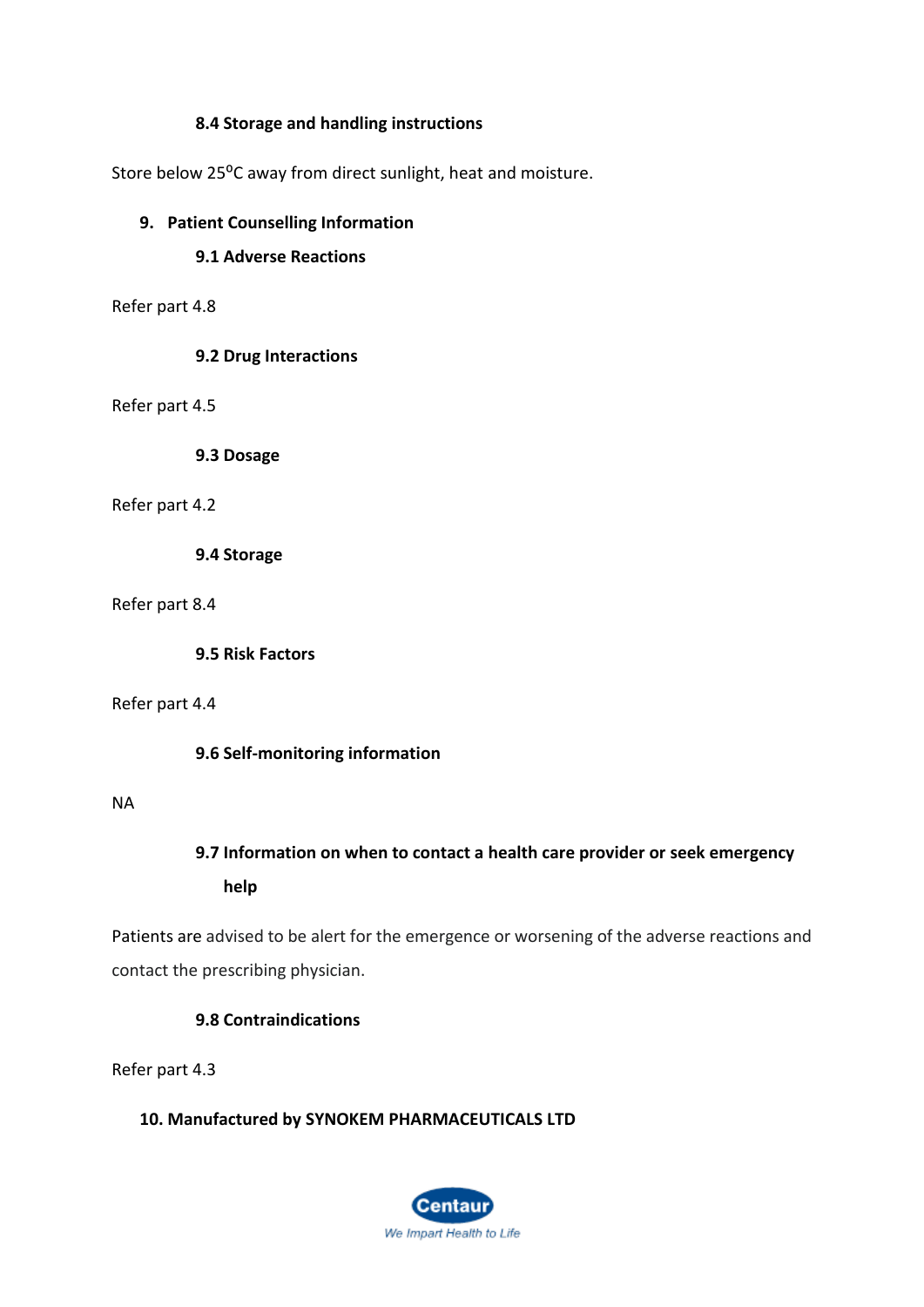### 8.4 Storage and handling instructions

Store below 25°C away from direct sunlight, heat and moisture.

## 9. Patient Counselling Information

### 9.1 Adverse Reactions

Refer part 4.8

### 9.2 Drug Interactions

Refer part 4.5

### 9.3 Dosage

Refer part 4.2

### 9.4 Storage

Refer part 8.4

### 9.5 Risk Factors

Refer part 4.4

### 9.6 Self-monitoring information

NA

### 9.7 Information on when to contact a health care provider or seek emergency help

Patients are advised to be alert for the emergence or worsening of the adverse reactions and contact the prescribing physician.

### 9.8 Contraindications

Refer part 4.3

## 10. Manufactured by SYNOKEM PHARMACEUTICALS LTD

Centaur
We Impart Health to Life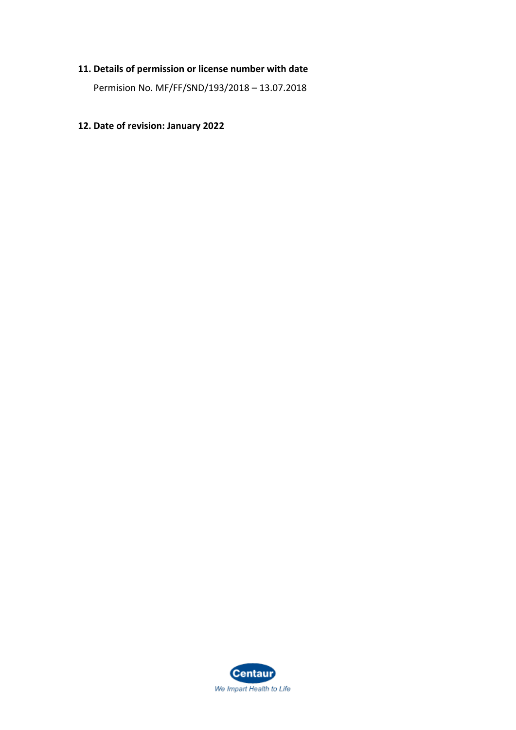**11. Details of permission or license number with date**

Permision No. MF/FF/SND/193/2018 – 13.07.2018

**12. Date of revision: January 2022**

Centaur

We Impart Health to Life